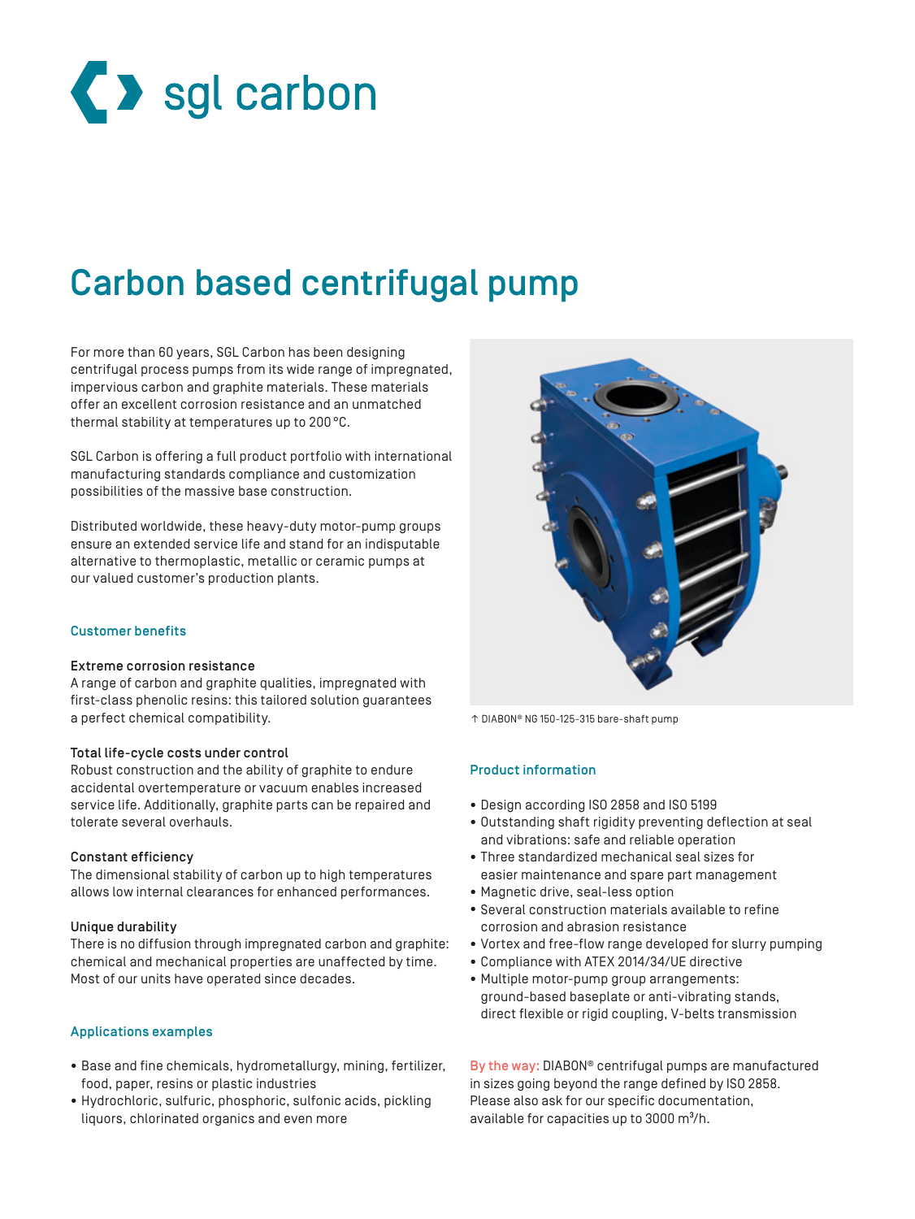sgl carbon

# Carbon based centrifugal pump

For more than 60 years, SGL Carbon has been designing centrifugal process pumps from its wide range of impregnated, impervious carbon and graphite materials. These materials offer an excellent corrosion resistance and an unmatched thermal stability at temperatures up to 200 °C.

SGL Carbon is offering a full product portfolio with international manufacturing standards compliance and customization possibilities of the massive base construction.

Distributed worldwide, these heavy-duty motor-pump groups ensure an extended service life and stand for an indisputable alternative to thermoplastic, metallic or ceramic pumps at our valued customer's production plants.

## Customer benefits

**Extreme corrosion resistance**
A range of carbon and graphite qualities, impregnated with first-class phenolic resins: this tailored solution guarantees a perfect chemical compatibility.

**Total life-cycle costs under control**
Robust construction and the ability of graphite to endure accidental overtemperature or vacuum enables increased service life. Additionally, graphite parts can be repaired and tolerate several overhauls.

**Constant efficiency**
The dimensional stability of carbon up to high temperatures allows low internal clearances for enhanced performances.

**Unique durability**
There is no diffusion through impregnated carbon and graphite: chemical and mechanical properties are unaffected by time. Most of our units have operated since decades.

## Applications examples

- Base and fine chemicals, hydrometallurgy, mining, fertilizer, food, paper, resins or plastic industries
- Hydrochloric, sulfuric, phosphoric, sulfonic acids, pickling liquors, chlorinated organics and even more

↑ DIABON® NG 150-125-315 bare-shaft pump

## Product information

- Design according ISO 2858 and ISO 5199
- Outstanding shaft rigidity preventing deflection at seal and vibrations: safe and reliable operation
- Three standardized mechanical seal sizes for easier maintenance and spare part management
- Magnetic drive, seal-less option
- Several construction materials available to refine corrosion and abrasion resistance
- Vortex and free-flow range developed for slurry pumping
- Compliance with ATEX 2014/34/UE directive
- Multiple motor-pump group arrangements: ground-based baseplate or anti-vibrating stands, direct flexible or rigid coupling, V-belts transmission

By the way: DIABON® centrifugal pumps are manufactured in sizes going beyond the range defined by ISO 2858. Please also ask for our specific documentation, available for capacities up to 3000 m³/h.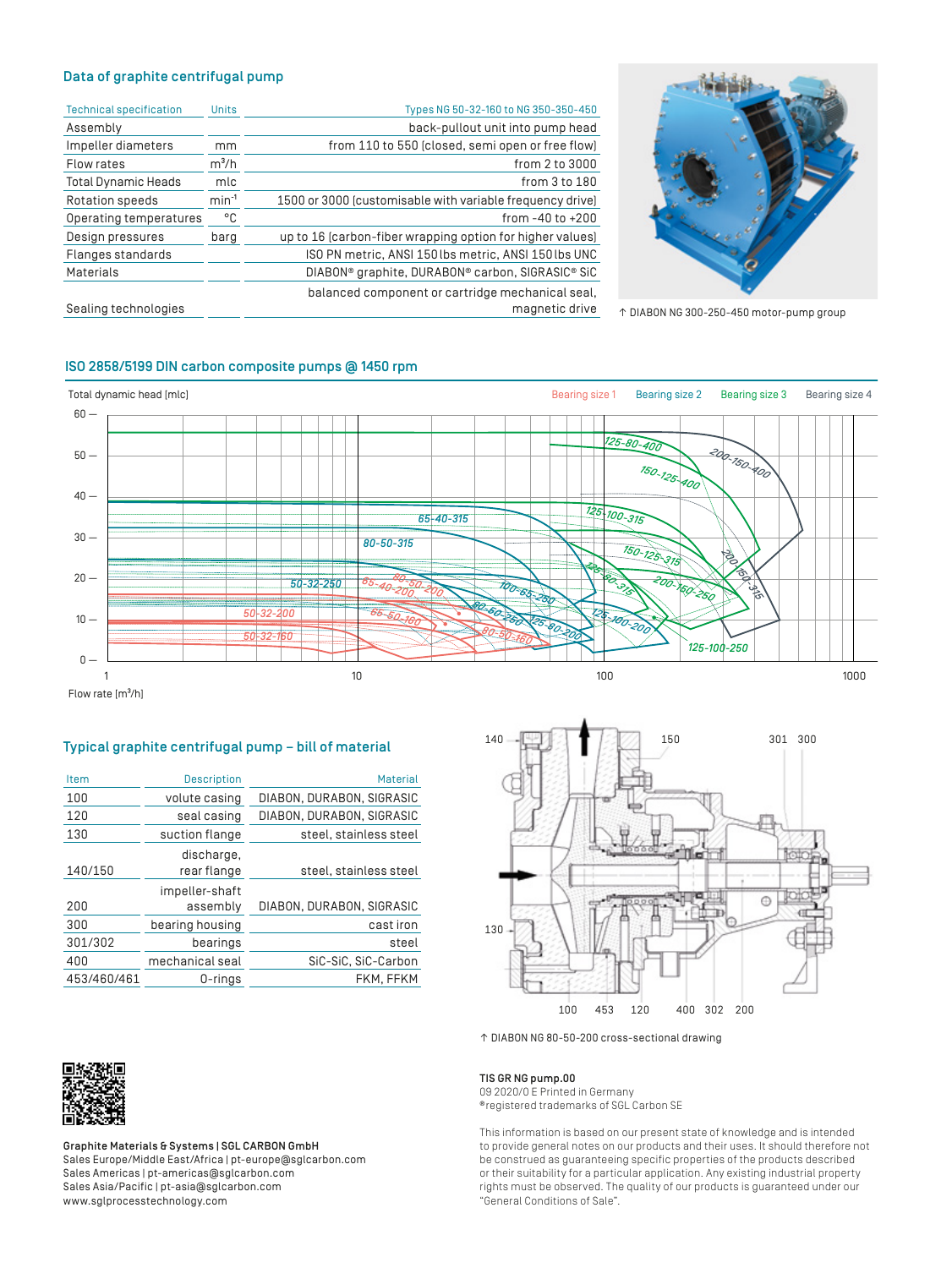## Data of graphite centrifugal pump

| Technical specification | Units | Types NG 50-32-160 to NG 350-350-450 |
|---|---|---|
| Assembly | | back-pullout unit into pump head |
| Impeller diameters | mm | from 110 to 550 (closed, semi open or free flow) |
| Flow rates | $m^3/h$ | from 2 to 3000 |
| Total Dynamic Heads | mlc | from 3 to 180 |
| Rotation speeds | $min^{-1}$ | 1500 or 3000 (customisable with variable frequency drive) |
| Operating temperatures | °C | from -40 to +200 |
| Design pressures | barg | up to 16 (carbon-fiber wrapping option for higher values) |
| Flanges standards | | ISO PN metric, ANSI 150 lbs metric, ANSI 150 lbs UNC |
| Materials | | DIABON® graphite, DURABON® carbon, SIGRASIC® SiC |
| Sealing technologies | | balanced component or cartridge mechanical seal, magnetic drive |

↑ DIABON NG 300-250-450 motor-pump group

## ISO 2858/5199 DIN carbon composite pumps @ 1450 rpm

Total dynamic head [mlc]

Bearing size 1 Bearing size 2 Bearing size 3 Bearing size 4

60 — 50 — 40 — 30 — 20 — 10 — 0 —

125-80-400
200-150-400
150-125-400
65-40-315
125-100-315
80-50-315
150-125-315
200-150-315
50-32-250
65-40-200
80-50-200
100-65-250
125-80-315
200-150-250
50-32-200
65-50-160
80-50-250
125-80-200
125-100-200
50-32-160
80-50-160
125-100-250

1 10 100 1000

Flow rate [$m^3/h$]

## Typical graphite centrifugal pump – bill of material

| Item | Description | Material |
|---|---|---|
| 100 | volute casing | DIABON, DURABON, SIGRASIC |
| 120 | seal casing | DIABON, DURABON, SIGRASIC |
| 130 | suction flange | steel, stainless steel |
| 140/150 | discharge, rear flange | steel, stainless steel |
| 200 | impeller-shaft assembly | DIABON, DURABON, SIGRASIC |
| 300 | bearing housing | cast iron |
| 301/302 | bearings | steel |
| 400 | mechanical seal | SiC-SiC, SiC-Carbon |
| 453/460/461 | O-rings | FKM, FFKM |

140 150 301 300 130 100 453 120 400 302 200

↑ DIABON NG 80-50-200 cross-sectional drawing

**Graphite Materials & Systems | SGL CARBON GmbH**
Sales Europe/Middle East/Africa | pt-europe@sglcarbon.com
Sales Americas | pt-americas@sglcarbon.com
Sales Asia/Pacific | pt-asia@sglcarbon.com
www.sglprocesstechnology.com

**TIS GR NG pump.00**
09 2020/0 E Printed in Germany
®registered trademarks of SGL Carbon SE

This information is based on our present state of knowledge and is intended to provide general notes on our products and their uses. It should therefore not be construed as guaranteeing specific properties of the products described or their suitability for a particular application. Any existing industrial property rights must be observed. The quality of our products is guaranteed under our "General Conditions of Sale".